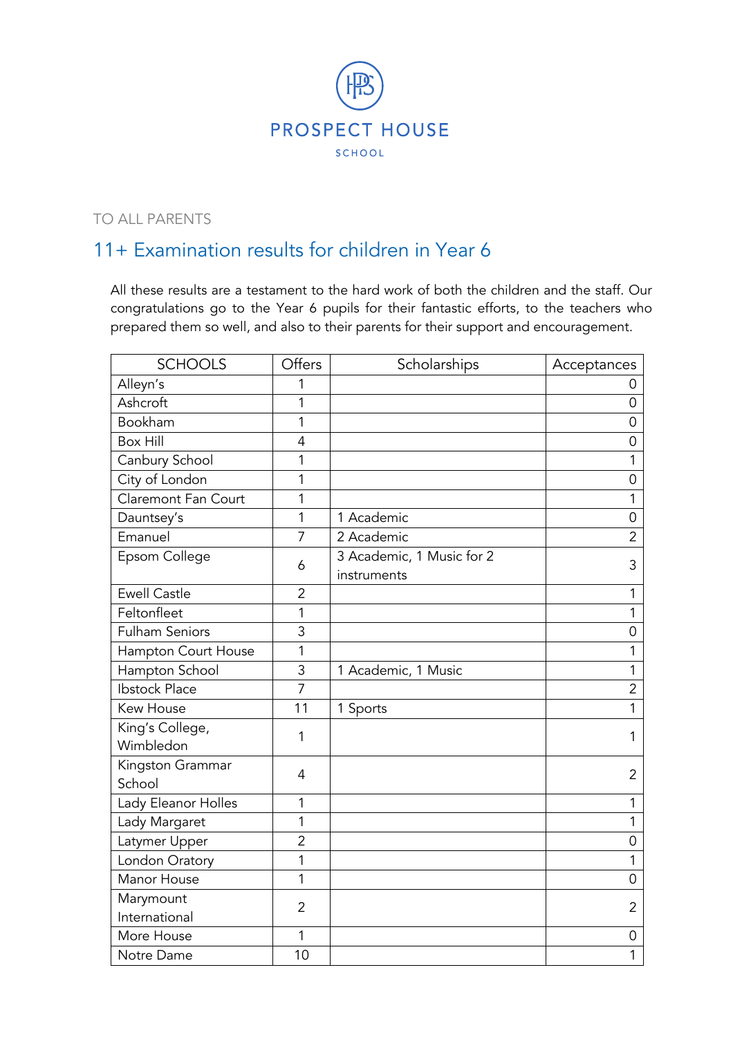PROSPECT HOUSE

SCHOOL

TO ALL PARENTS

## 11+ Examination results for children in Year 6

All these results are a testament to the hard work of both the children and the staff. Our congratulations go to the Year 6 pupils for their fantastic efforts, to the teachers who prepared them so well, and also to their parents for their support and encouragement.

| SCHOOLS | Offers | Scholarships | Acceptances |
|---|---|---|---|
| Alleyn's | 1 | | 0 |
| Ashcroft | 1 | | 0 |
| Bookham | 1 | | 0 |
| Box Hill | 4 | | 0 |
| Canbury School | 1 | | 1 |
| City of London | 1 | | 0 |
| Claremont Fan Court | 1 | | 1 |
| Dauntsey's | 1 | 1 Academic | 0 |
| Emanuel | 7 | 2 Academic | 2 |
| Epsom College | 6 | 3 Academic, 1 Music for 2 instruments | 3 |
| Ewell Castle | 2 | | 1 |
| Feltonfleet | 1 | | 1 |
| Fulham Seniors | 3 | | 0 |
| Hampton Court House | 1 | | 1 |
| Hampton School | 3 | 1 Academic, 1 Music | 1 |
| Ibstock Place | 7 | | 2 |
| Kew House | 11 | 1 Sports | 1 |
| King's College, Wimbledon | 1 | | 1 |
| Kingston Grammar School | 4 | | 2 |
| Lady Eleanor Holles | 1 | | 1 |
| Lady Margaret | 1 | | 1 |
| Latymer Upper | 2 | | 0 |
| London Oratory | 1 | | 1 |
| Manor House | 1 | | 0 |
| Marymount International | 2 | | 2 |
| More House | 1 | | 0 |
| Notre Dame | 10 | | 1 |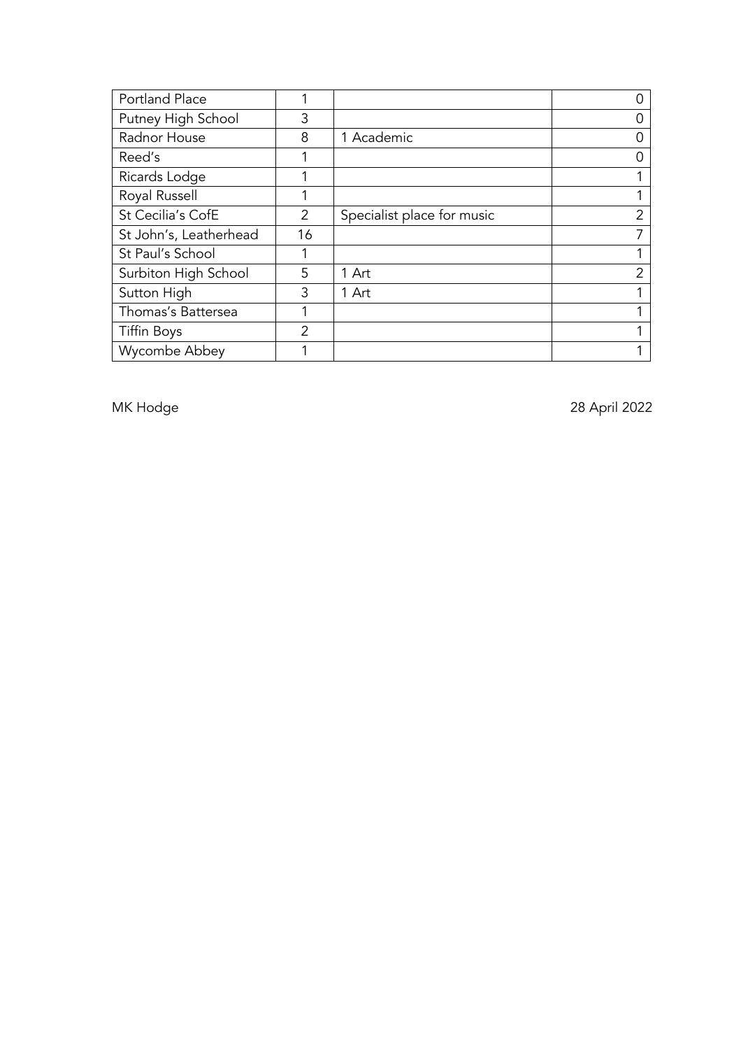| | | | |
|---|---|---|---|
| Portland Place | 1 | | 0 |
| Putney High School | 3 | | 0 |
| Radnor House | 8 | 1 Academic | 0 |
| Reed's | 1 | | 0 |
| Ricards Lodge | 1 | | 1 |
| Royal Russell | 1 | | 1 |
| St Cecilia's CofE | 2 | Specialist place for music | 2 |
| St John's, Leatherhead | 16 | | 7 |
| St Paul's School | 1 | | 1 |
| Surbiton High School | 5 | 1 Art | 2 |
| Sutton High | 3 | 1 Art | 1 |
| Thomas's Battersea | 1 | | 1 |
| Tiffin Boys | 2 | | 1 |
| Wycombe Abbey | 1 | | 1 |

MK Hodge

28 April 2022